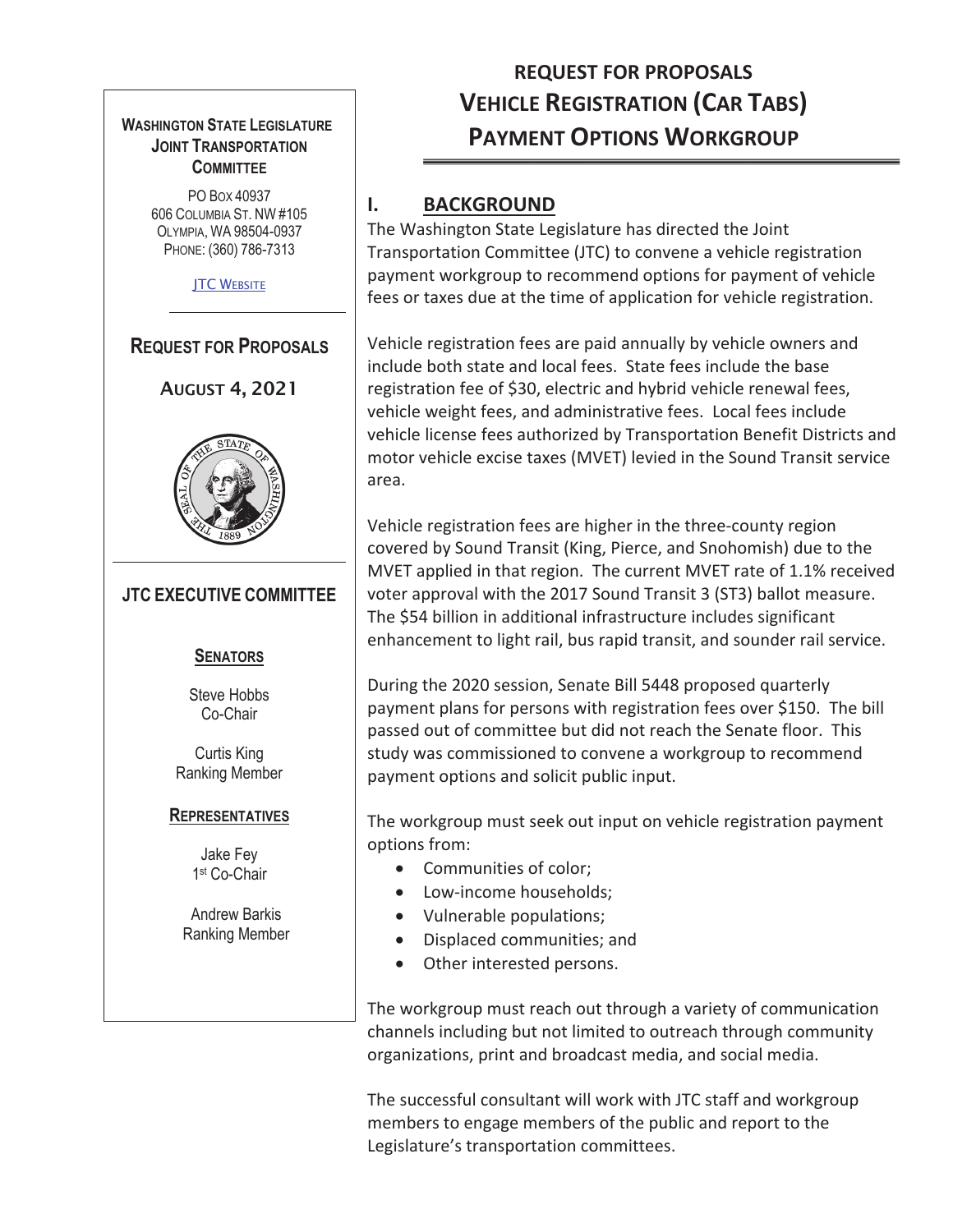# REQUEST FOR PROPOSALS
# VEHICLE REGISTRATION (CAR TABS) PAYMENT OPTIONS WORKGROUP

**WASHINGTON STATE LEGISLATURE**
**JOINT TRANSPORTATION COMMITTEE**

PO BOX 40937
606 COLUMBIA ST. NW #105
OLYMPIA, WA 98504-0937
PHONE: (360) 786-7313

[JTC WEBSITE]

**REQUEST FOR PROPOSALS**

**AUGUST 4, 2021**

**JTC EXECUTIVE COMMITTEE**

**SENATORS**

Steve Hobbs
Co-Chair

Curtis King
Ranking Member

**REPRESENTATIVES**

Jake Fey
1st Co-Chair

Andrew Barkis
Ranking Member

## I. BACKGROUND

The Washington State Legislature has directed the Joint Transportation Committee (JTC) to convene a vehicle registration payment workgroup to recommend options for payment of vehicle fees or taxes due at the time of application for vehicle registration.

Vehicle registration fees are paid annually by vehicle owners and include both state and local fees. State fees include the base registration fee of $30, electric and hybrid vehicle renewal fees, vehicle weight fees, and administrative fees. Local fees include vehicle license fees authorized by Transportation Benefit Districts and motor vehicle excise taxes (MVET) levied in the Sound Transit service area.

Vehicle registration fees are higher in the three-county region covered by Sound Transit (King, Pierce, and Snohomish) due to the MVET applied in that region. The current MVET rate of 1.1% received voter approval with the 2017 Sound Transit 3 (ST3) ballot measure. The $54 billion in additional infrastructure includes significant enhancement to light rail, bus rapid transit, and sounder rail service.

During the 2020 session, Senate Bill 5448 proposed quarterly payment plans for persons with registration fees over $150. The bill passed out of committee but did not reach the Senate floor. This study was commissioned to convene a workgroup to recommend payment options and solicit public input.

The workgroup must seek out input on vehicle registration payment options from:

- Communities of color;
- Low-income households;
- Vulnerable populations;
- Displaced communities; and
- Other interested persons.

The workgroup must reach out through a variety of communication channels including but not limited to outreach through community organizations, print and broadcast media, and social media.

The successful consultant will work with JTC staff and workgroup members to engage members of the public and report to the Legislature's transportation committees.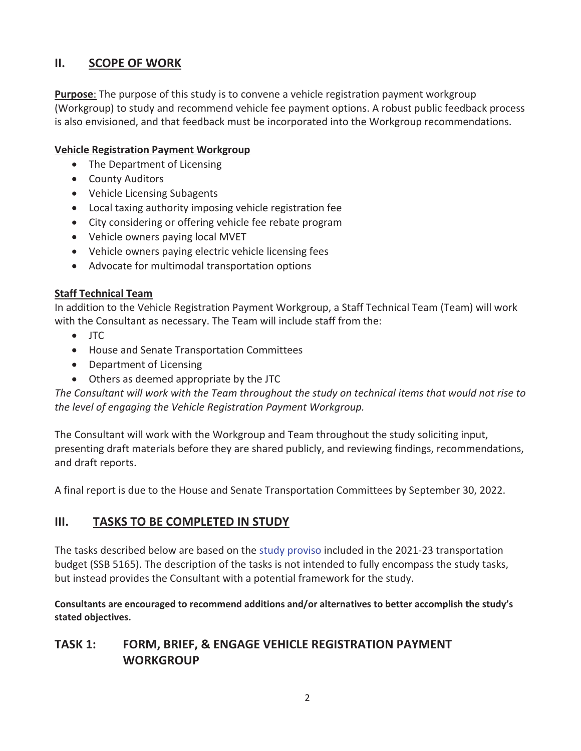## II. SCOPE OF WORK

**Purpose**: The purpose of this study is to convene a vehicle registration payment workgroup (Workgroup) to study and recommend vehicle fee payment options. A robust public feedback process is also envisioned, and that feedback must be incorporated into the Workgroup recommendations.

**Vehicle Registration Payment Workgroup**

- The Department of Licensing
- County Auditors
- Vehicle Licensing Subagents
- Local taxing authority imposing vehicle registration fee
- City considering or offering vehicle fee rebate program
- Vehicle owners paying local MVET
- Vehicle owners paying electric vehicle licensing fees
- Advocate for multimodal transportation options

**Staff Technical Team**

In addition to the Vehicle Registration Payment Workgroup, a Staff Technical Team (Team) will work with the Consultant as necessary. The Team will include staff from the:

- JTC
- House and Senate Transportation Committees
- Department of Licensing
- Others as deemed appropriate by the JTC

*The Consultant will work with the Team throughout the study on technical items that would not rise to the level of engaging the Vehicle Registration Payment Workgroup.*

The Consultant will work with the Workgroup and Team throughout the study soliciting input, presenting draft materials before they are shared publicly, and reviewing findings, recommendations, and draft reports.

A final report is due to the House and Senate Transportation Committees by September 30, 2022.

## III. TASKS TO BE COMPLETED IN STUDY

The tasks described below are based on the study proviso included in the 2021-23 transportation budget (SSB 5165). The description of the tasks is not intended to fully encompass the study tasks, but instead provides the Consultant with a potential framework for the study.

**Consultants are encouraged to recommend additions and/or alternatives to better accomplish the study's stated objectives.**

## TASK 1: FORM, BRIEF, & ENGAGE VEHICLE REGISTRATION PAYMENT WORKGROUP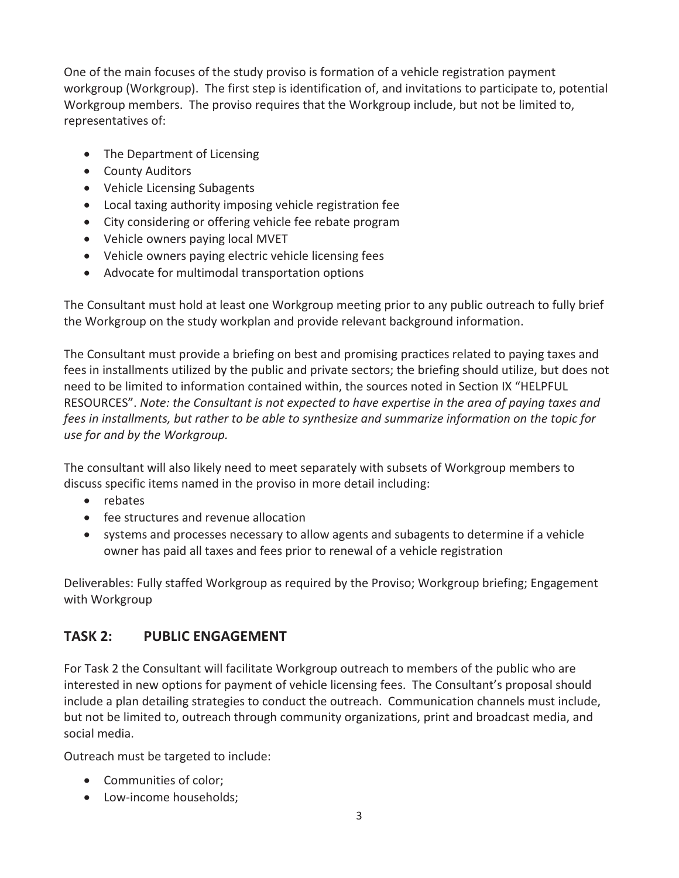One of the main focuses of the study proviso is formation of a vehicle registration payment workgroup (Workgroup). The first step is identification of, and invitations to participate to, potential Workgroup members. The proviso requires that the Workgroup include, but not be limited to, representatives of:

- The Department of Licensing
- County Auditors
- Vehicle Licensing Subagents
- Local taxing authority imposing vehicle registration fee
- City considering or offering vehicle fee rebate program
- Vehicle owners paying local MVET
- Vehicle owners paying electric vehicle licensing fees
- Advocate for multimodal transportation options

The Consultant must hold at least one Workgroup meeting prior to any public outreach to fully brief the Workgroup on the study workplan and provide relevant background information.

The Consultant must provide a briefing on best and promising practices related to paying taxes and fees in installments utilized by the public and private sectors; the briefing should utilize, but does not need to be limited to information contained within, the sources noted in Section IX "HELPFUL RESOURCES". *Note: the Consultant is not expected to have expertise in the area of paying taxes and fees in installments, but rather to be able to synthesize and summarize information on the topic for use for and by the Workgroup.*

The consultant will also likely need to meet separately with subsets of Workgroup members to discuss specific items named in the proviso in more detail including:

- rebates
- fee structures and revenue allocation
- systems and processes necessary to allow agents and subagents to determine if a vehicle owner has paid all taxes and fees prior to renewal of a vehicle registration

Deliverables: Fully staffed Workgroup as required by the Proviso; Workgroup briefing; Engagement with Workgroup

## TASK 2: PUBLIC ENGAGEMENT

For Task 2 the Consultant will facilitate Workgroup outreach to members of the public who are interested in new options for payment of vehicle licensing fees. The Consultant's proposal should include a plan detailing strategies to conduct the outreach. Communication channels must include, but not be limited to, outreach through community organizations, print and broadcast media, and social media.

Outreach must be targeted to include:

- Communities of color;
- Low-income households;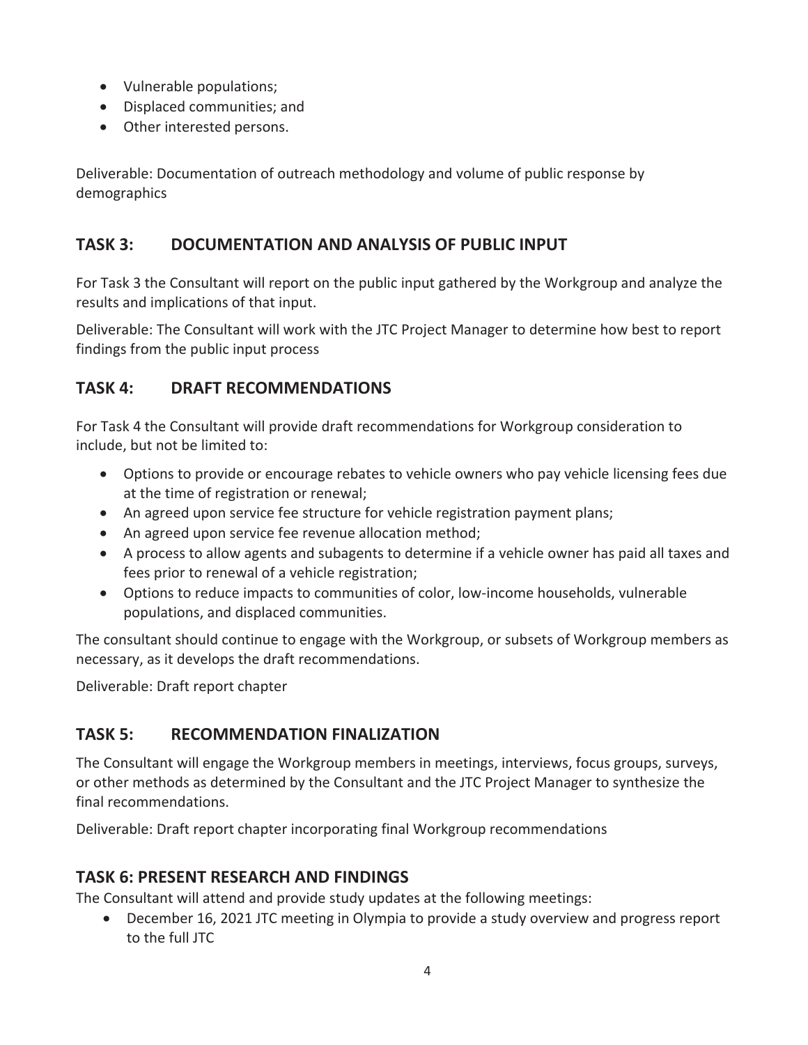- Vulnerable populations;
- Displaced communities; and
- Other interested persons.

Deliverable: Documentation of outreach methodology and volume of public response by demographics

## TASK 3: DOCUMENTATION AND ANALYSIS OF PUBLIC INPUT

For Task 3 the Consultant will report on the public input gathered by the Workgroup and analyze the results and implications of that input.

Deliverable: The Consultant will work with the JTC Project Manager to determine how best to report findings from the public input process

## TASK 4: DRAFT RECOMMENDATIONS

For Task 4 the Consultant will provide draft recommendations for Workgroup consideration to include, but not be limited to:

- Options to provide or encourage rebates to vehicle owners who pay vehicle licensing fees due at the time of registration or renewal;
- An agreed upon service fee structure for vehicle registration payment plans;
- An agreed upon service fee revenue allocation method;
- A process to allow agents and subagents to determine if a vehicle owner has paid all taxes and fees prior to renewal of a vehicle registration;
- Options to reduce impacts to communities of color, low-income households, vulnerable populations, and displaced communities.

The consultant should continue to engage with the Workgroup, or subsets of Workgroup members as necessary, as it develops the draft recommendations.

Deliverable: Draft report chapter

## TASK 5: RECOMMENDATION FINALIZATION

The Consultant will engage the Workgroup members in meetings, interviews, focus groups, surveys, or other methods as determined by the Consultant and the JTC Project Manager to synthesize the final recommendations.

Deliverable: Draft report chapter incorporating final Workgroup recommendations

## TASK 6: PRESENT RESEARCH AND FINDINGS

The Consultant will attend and provide study updates at the following meetings:

- December 16, 2021 JTC meeting in Olympia to provide a study overview and progress report to the full JTC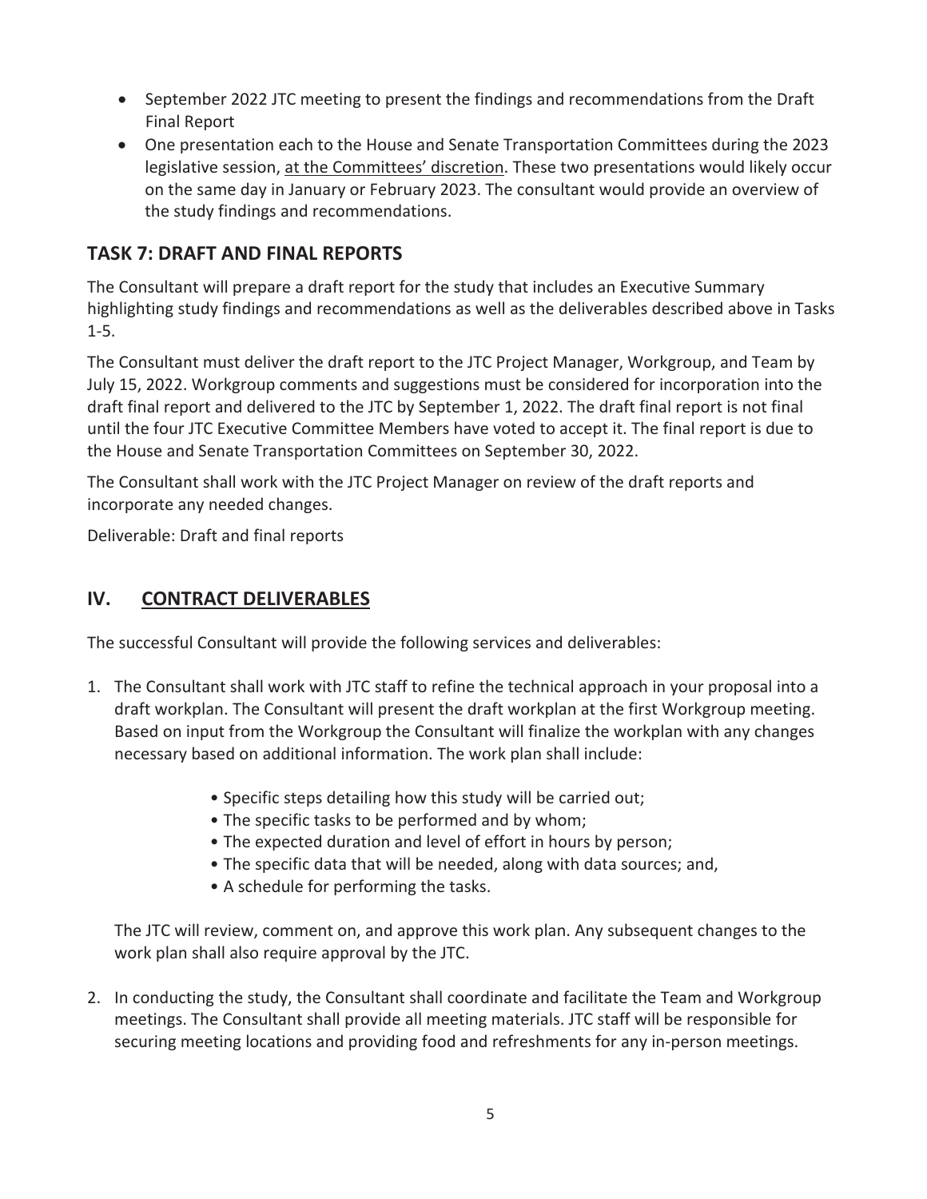- September 2022 JTC meeting to present the findings and recommendations from the Draft Final Report
- One presentation each to the House and Senate Transportation Committees during the 2023 legislative session, <u>at the Committees' discretion</u>. These two presentations would likely occur on the same day in January or February 2023. The consultant would provide an overview of the study findings and recommendations.

## TASK 7: DRAFT AND FINAL REPORTS

The Consultant will prepare a draft report for the study that includes an Executive Summary highlighting study findings and recommendations as well as the deliverables described above in Tasks 1-5.

The Consultant must deliver the draft report to the JTC Project Manager, Workgroup, and Team by July 15, 2022. Workgroup comments and suggestions must be considered for incorporation into the draft final report and delivered to the JTC by September 1, 2022. The draft final report is not final until the four JTC Executive Committee Members have voted to accept it. The final report is due to the House and Senate Transportation Committees on September 30, 2022.

The Consultant shall work with the JTC Project Manager on review of the draft reports and incorporate any needed changes.

Deliverable: Draft and final reports

## IV. <u>CONTRACT DELIVERABLES</u>

The successful Consultant will provide the following services and deliverables:

1. The Consultant shall work with JTC staff to refine the technical approach in your proposal into a draft workplan. The Consultant will present the draft workplan at the first Workgroup meeting. Based on input from the Workgroup the Consultant will finalize the workplan with any changes necessary based on additional information. The work plan shall include:

    - Specific steps detailing how this study will be carried out;
    - The specific tasks to be performed and by whom;
    - The expected duration and level of effort in hours by person;
    - The specific data that will be needed, along with data sources; and,
    - A schedule for performing the tasks.

    The JTC will review, comment on, and approve this work plan. Any subsequent changes to the work plan shall also require approval by the JTC.

2. In conducting the study, the Consultant shall coordinate and facilitate the Team and Workgroup meetings. The Consultant shall provide all meeting materials. JTC staff will be responsible for securing meeting locations and providing food and refreshments for any in-person meetings.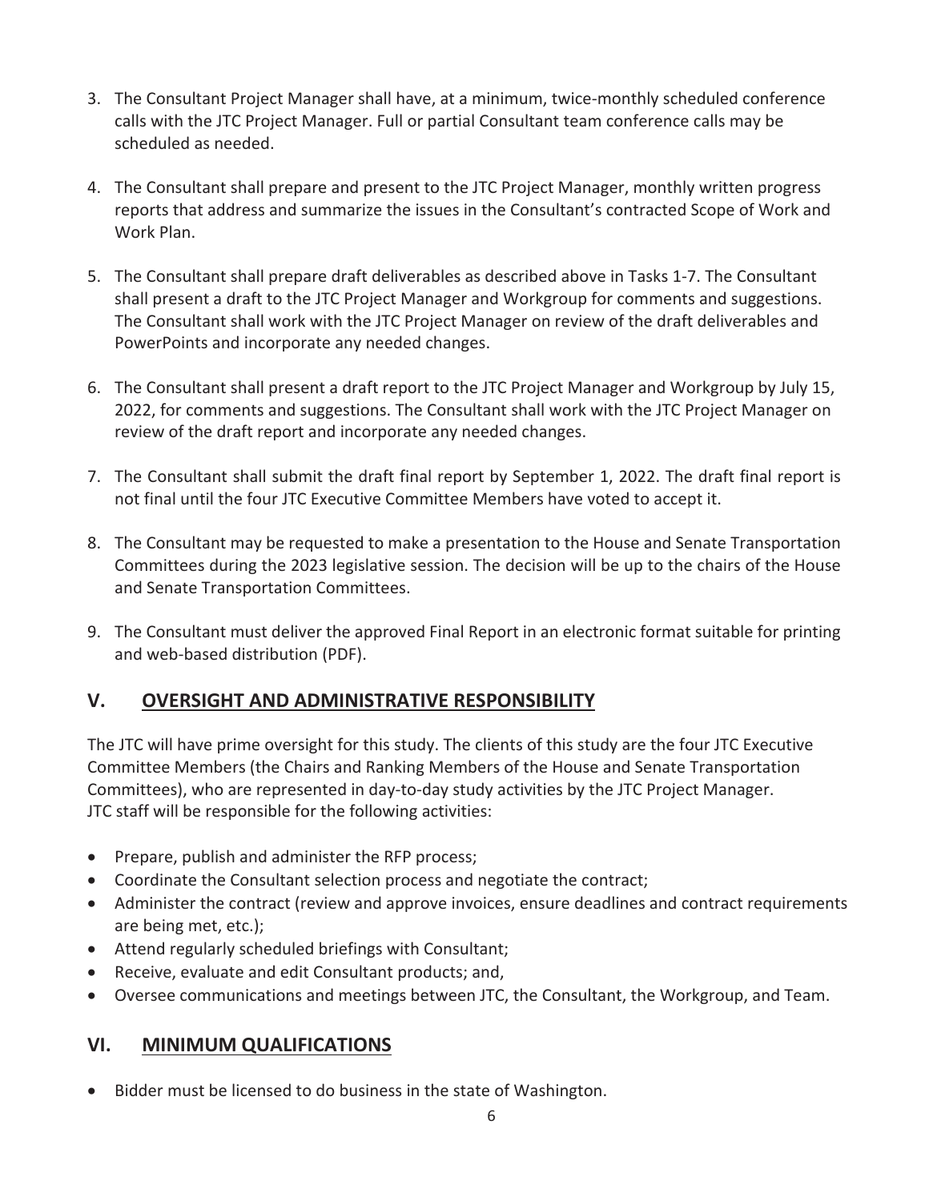3. The Consultant Project Manager shall have, at a minimum, twice-monthly scheduled conference calls with the JTC Project Manager. Full or partial Consultant team conference calls may be scheduled as needed.

4. The Consultant shall prepare and present to the JTC Project Manager, monthly written progress reports that address and summarize the issues in the Consultant's contracted Scope of Work and Work Plan.

5. The Consultant shall prepare draft deliverables as described above in Tasks 1-7. The Consultant shall present a draft to the JTC Project Manager and Workgroup for comments and suggestions. The Consultant shall work with the JTC Project Manager on review of the draft deliverables and PowerPoints and incorporate any needed changes.

6. The Consultant shall present a draft report to the JTC Project Manager and Workgroup by July 15, 2022, for comments and suggestions. The Consultant shall work with the JTC Project Manager on review of the draft report and incorporate any needed changes.

7. The Consultant shall submit the draft final report by September 1, 2022. The draft final report is not final until the four JTC Executive Committee Members have voted to accept it.

8. The Consultant may be requested to make a presentation to the House and Senate Transportation Committees during the 2023 legislative session. The decision will be up to the chairs of the House and Senate Transportation Committees.

9. The Consultant must deliver the approved Final Report in an electronic format suitable for printing and web-based distribution (PDF).

## V. OVERSIGHT AND ADMINISTRATIVE RESPONSIBILITY

The JTC will have prime oversight for this study. The clients of this study are the four JTC Executive Committee Members (the Chairs and Ranking Members of the House and Senate Transportation Committees), who are represented in day-to-day study activities by the JTC Project Manager. JTC staff will be responsible for the following activities:

- Prepare, publish and administer the RFP process;
- Coordinate the Consultant selection process and negotiate the contract;
- Administer the contract (review and approve invoices, ensure deadlines and contract requirements are being met, etc.);
- Attend regularly scheduled briefings with Consultant;
- Receive, evaluate and edit Consultant products; and,
- Oversee communications and meetings between JTC, the Consultant, the Workgroup, and Team.

## VI. MINIMUM QUALIFICATIONS

- Bidder must be licensed to do business in the state of Washington.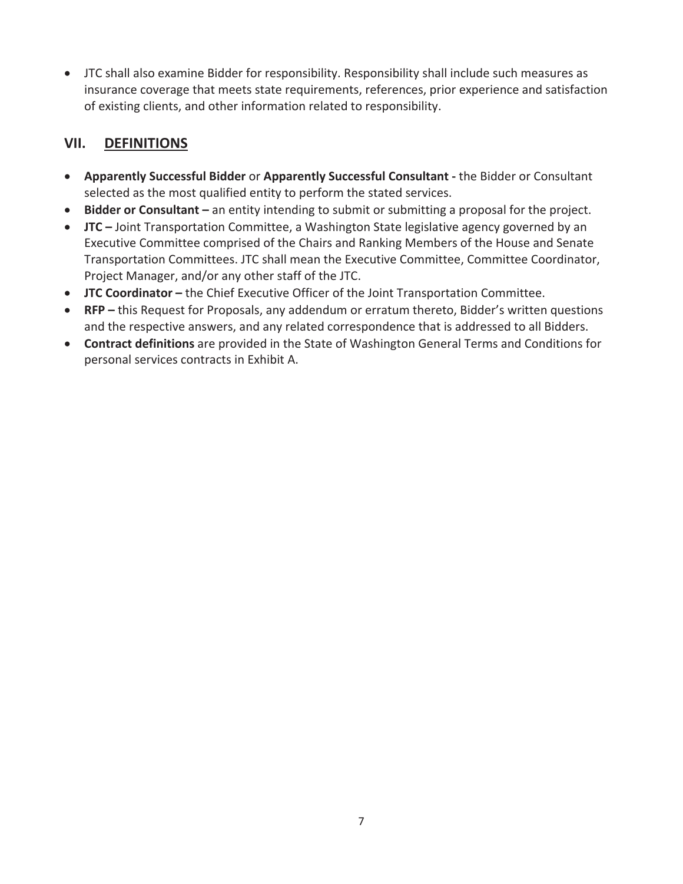- JTC shall also examine Bidder for responsibility. Responsibility shall include such measures as insurance coverage that meets state requirements, references, prior experience and satisfaction of existing clients, and other information related to responsibility.

## VII. DEFINITIONS

- **Apparently Successful Bidder** or **Apparently Successful Consultant -** the Bidder or Consultant selected as the most qualified entity to perform the stated services.
- **Bidder or Consultant –** an entity intending to submit or submitting a proposal for the project.
- **JTC –** Joint Transportation Committee, a Washington State legislative agency governed by an Executive Committee comprised of the Chairs and Ranking Members of the House and Senate Transportation Committees. JTC shall mean the Executive Committee, Committee Coordinator, Project Manager, and/or any other staff of the JTC.
- **JTC Coordinator –** the Chief Executive Officer of the Joint Transportation Committee.
- **RFP –** this Request for Proposals, any addendum or erratum thereto, Bidder's written questions and the respective answers, and any related correspondence that is addressed to all Bidders.
- **Contract definitions** are provided in the State of Washington General Terms and Conditions for personal services contracts in Exhibit A.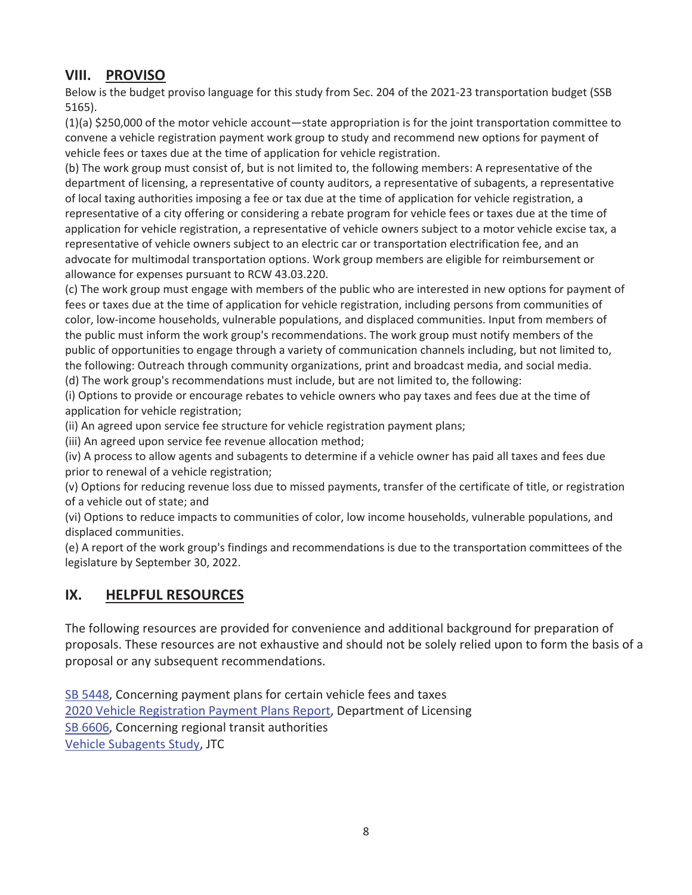## VIII. PROVISO

Below is the budget proviso language for this study from Sec. 204 of the 2021-23 transportation budget (SSB 5165).

(1)(a) $250,000 of the motor vehicle account—state appropriation is for the joint transportation committee to convene a vehicle registration payment work group to study and recommend new options for payment of vehicle fees or taxes due at the time of application for vehicle registration.

(b) The work group must consist of, but is not limited to, the following members: A representative of the department of licensing, a representative of county auditors, a representative of subagents, a representative of local taxing authorities imposing a fee or tax due at the time of application for vehicle registration, a representative of a city offering or considering a rebate program for vehicle fees or taxes due at the time of application for vehicle registration, a representative of vehicle owners subject to a motor vehicle excise tax, a representative of vehicle owners subject to an electric car or transportation electrification fee, and an advocate for multimodal transportation options. Work group members are eligible for reimbursement or allowance for expenses pursuant to RCW 43.03.220.

(c) The work group must engage with members of the public who are interested in new options for payment of fees or taxes due at the time of application for vehicle registration, including persons from communities of color, low-income households, vulnerable populations, and displaced communities. Input from members of the public must inform the work group's recommendations. The work group must notify members of the public of opportunities to engage through a variety of communication channels including, but not limited to, the following: Outreach through community organizations, print and broadcast media, and social media.

(d) The work group's recommendations must include, but are not limited to, the following:

(i) Options to provide or encourage rebates to vehicle owners who pay taxes and fees due at the time of application for vehicle registration;

(ii) An agreed upon service fee structure for vehicle registration payment plans;

(iii) An agreed upon service fee revenue allocation method;

(iv) A process to allow agents and subagents to determine if a vehicle owner has paid all taxes and fees due prior to renewal of a vehicle registration;

(v) Options for reducing revenue loss due to missed payments, transfer of the certificate of title, or registration of a vehicle out of state; and

(vi) Options to reduce impacts to communities of color, low income households, vulnerable populations, and displaced communities.

(e) A report of the work group's findings and recommendations is due to the transportation committees of the legislature by September 30, 2022.

## IX. HELPFUL RESOURCES

The following resources are provided for convenience and additional background for preparation of proposals. These resources are not exhaustive and should not be solely relied upon to form the basis of a proposal or any subsequent recommendations.

SB 5448, Concerning payment plans for certain vehicle fees and taxes
2020 Vehicle Registration Payment Plans Report, Department of Licensing
SB 6606, Concerning regional transit authorities
Vehicle Subagents Study, JTC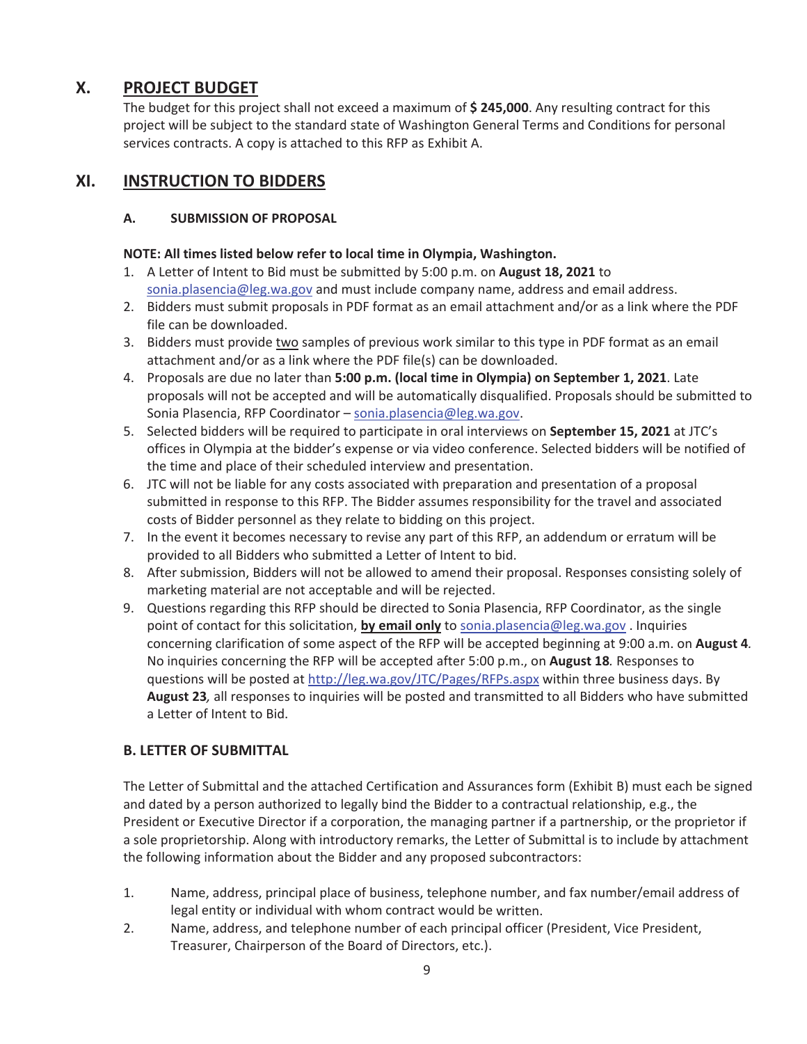## X. PROJECT BUDGET

The budget for this project shall not exceed a maximum of **$ 245,000**. Any resulting contract for this project will be subject to the standard state of Washington General Terms and Conditions for personal services contracts. A copy is attached to this RFP as Exhibit A.

## XI. INSTRUCTION TO BIDDERS

### A. SUBMISSION OF PROPOSAL

**NOTE: All times listed below refer to local time in Olympia, Washington.**

1. A Letter of Intent to Bid must be submitted by 5:00 p.m. on **August 18, 2021** to sonia.plasencia@leg.wa.gov and must include company name, address and email address.
2. Bidders must submit proposals in PDF format as an email attachment and/or as a link where the PDF file can be downloaded.
3. Bidders must provide two samples of previous work similar to this type in PDF format as an email attachment and/or as a link where the PDF file(s) can be downloaded.
4. Proposals are due no later than **5:00 p.m. (local time in Olympia) on September 1, 2021**. Late proposals will not be accepted and will be automatically disqualified. Proposals should be submitted to Sonia Plasencia, RFP Coordinator – sonia.plasencia@leg.wa.gov.
5. Selected bidders will be required to participate in oral interviews on **September 15, 2021** at JTC's offices in Olympia at the bidder's expense or via video conference. Selected bidders will be notified of the time and place of their scheduled interview and presentation.
6. JTC will not be liable for any costs associated with preparation and presentation of a proposal submitted in response to this RFP. The Bidder assumes responsibility for the travel and associated costs of Bidder personnel as they relate to bidding on this project.
7. In the event it becomes necessary to revise any part of this RFP, an addendum or erratum will be provided to all Bidders who submitted a Letter of Intent to bid.
8. After submission, Bidders will not be allowed to amend their proposal. Responses consisting solely of marketing material are not acceptable and will be rejected.
9. Questions regarding this RFP should be directed to Sonia Plasencia, RFP Coordinator, as the single point of contact for this solicitation, **by email only** to sonia.plasencia@leg.wa.gov . Inquiries concerning clarification of some aspect of the RFP will be accepted beginning at 9:00 a.m. on **August 4***.* No inquiries concerning the RFP will be accepted after 5:00 p.m., on **August 18***.* Responses to questions will be posted at http://leg.wa.gov/JTC/Pages/RFPs.aspx within three business days. By **August 23***,* all responses to inquiries will be posted and transmitted to all Bidders who have submitted a Letter of Intent to Bid.

### B. LETTER OF SUBMITTAL

The Letter of Submittal and the attached Certification and Assurances form (Exhibit B) must each be signed and dated by a person authorized to legally bind the Bidder to a contractual relationship, e.g., the President or Executive Director if a corporation, the managing partner if a partnership, or the proprietor if a sole proprietorship. Along with introductory remarks, the Letter of Submittal is to include by attachment the following information about the Bidder and any proposed subcontractors:

1. Name, address, principal place of business, telephone number, and fax number/email address of legal entity or individual with whom contract would be written.
2. Name, address, and telephone number of each principal officer (President, Vice President, Treasurer, Chairperson of the Board of Directors, etc.).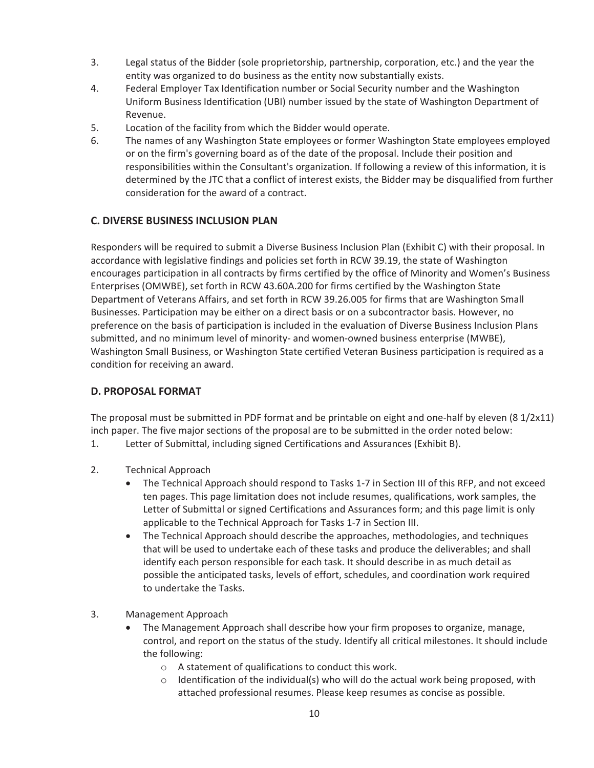3. Legal status of the Bidder (sole proprietorship, partnership, corporation, etc.) and the year the entity was organized to do business as the entity now substantially exists.
4. Federal Employer Tax Identification number or Social Security number and the Washington Uniform Business Identification (UBI) number issued by the state of Washington Department of Revenue.
5. Location of the facility from which the Bidder would operate.
6. The names of any Washington State employees or former Washington State employees employed or on the firm's governing board as of the date of the proposal. Include their position and responsibilities within the Consultant's organization. If following a review of this information, it is determined by the JTC that a conflict of interest exists, the Bidder may be disqualified from further consideration for the award of a contract.

## C. DIVERSE BUSINESS INCLUSION PLAN

Responders will be required to submit a Diverse Business Inclusion Plan (Exhibit C) with their proposal. In accordance with legislative findings and policies set forth in RCW 39.19, the state of Washington encourages participation in all contracts by firms certified by the office of Minority and Women's Business Enterprises (OMWBE), set forth in RCW 43.60A.200 for firms certified by the Washington State Department of Veterans Affairs, and set forth in RCW 39.26.005 for firms that are Washington Small Businesses. Participation may be either on a direct basis or on a subcontractor basis. However, no preference on the basis of participation is included in the evaluation of Diverse Business Inclusion Plans submitted, and no minimum level of minority- and women-owned business enterprise (MWBE), Washington Small Business, or Washington State certified Veteran Business participation is required as a condition for receiving an award.

## D. PROPOSAL FORMAT

The proposal must be submitted in PDF format and be printable on eight and one-half by eleven (8 1/2x11) inch paper. The five major sections of the proposal are to be submitted in the order noted below:

1. Letter of Submittal, including signed Certifications and Assurances (Exhibit B).

2. Technical Approach
   - The Technical Approach should respond to Tasks 1-7 in Section III of this RFP, and not exceed ten pages. This page limitation does not include resumes, qualifications, work samples, the Letter of Submittal or signed Certifications and Assurances form; and this page limit is only applicable to the Technical Approach for Tasks 1-7 in Section III.
   - The Technical Approach should describe the approaches, methodologies, and techniques that will be used to undertake each of these tasks and produce the deliverables; and shall identify each person responsible for each task. It should describe in as much detail as possible the anticipated tasks, levels of effort, schedules, and coordination work required to undertake the Tasks.

3. Management Approach
   - The Management Approach shall describe how your firm proposes to organize, manage, control, and report on the status of the study. Identify all critical milestones. It should include the following:
     - A statement of qualifications to conduct this work.
     - Identification of the individual(s) who will do the actual work being proposed, with attached professional resumes. Please keep resumes as concise as possible.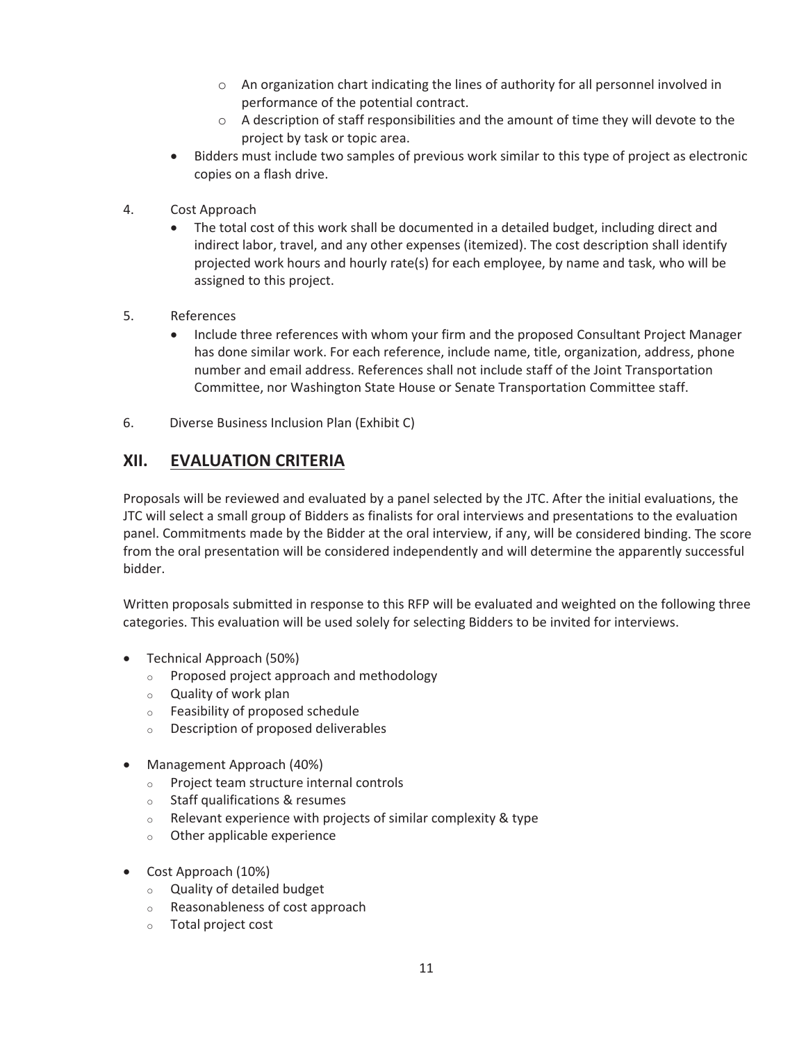- An organization chart indicating the lines of authority for all personnel involved in performance of the potential contract.
   - A description of staff responsibilities and the amount of time they will devote to the project by task or topic area.
- Bidders must include two samples of previous work similar to this type of project as electronic copies on a flash drive.

4. Cost Approach
   - The total cost of this work shall be documented in a detailed budget, including direct and indirect labor, travel, and any other expenses (itemized). The cost description shall identify projected work hours and hourly rate(s) for each employee, by name and task, who will be assigned to this project.

5. References
   - Include three references with whom your firm and the proposed Consultant Project Manager has done similar work. For each reference, include name, title, organization, address, phone number and email address. References shall not include staff of the Joint Transportation Committee, nor Washington State House or Senate Transportation Committee staff.

6. Diverse Business Inclusion Plan (Exhibit C)

## XII. EVALUATION CRITERIA

Proposals will be reviewed and evaluated by a panel selected by the JTC. After the initial evaluations, the JTC will select a small group of Bidders as finalists for oral interviews and presentations to the evaluation panel. Commitments made by the Bidder at the oral interview, if any, will be considered binding. The score from the oral presentation will be considered independently and will determine the apparently successful bidder.

Written proposals submitted in response to this RFP will be evaluated and weighted on the following three categories. This evaluation will be used solely for selecting Bidders to be invited for interviews.

- Technical Approach (50%)
  - Proposed project approach and methodology
  - Quality of work plan
  - Feasibility of proposed schedule
  - Description of proposed deliverables

- Management Approach (40%)
  - Project team structure internal controls
  - Staff qualifications & resumes
  - Relevant experience with projects of similar complexity & type
  - Other applicable experience

- Cost Approach (10%)
  - Quality of detailed budget
  - Reasonableness of cost approach
  - Total project cost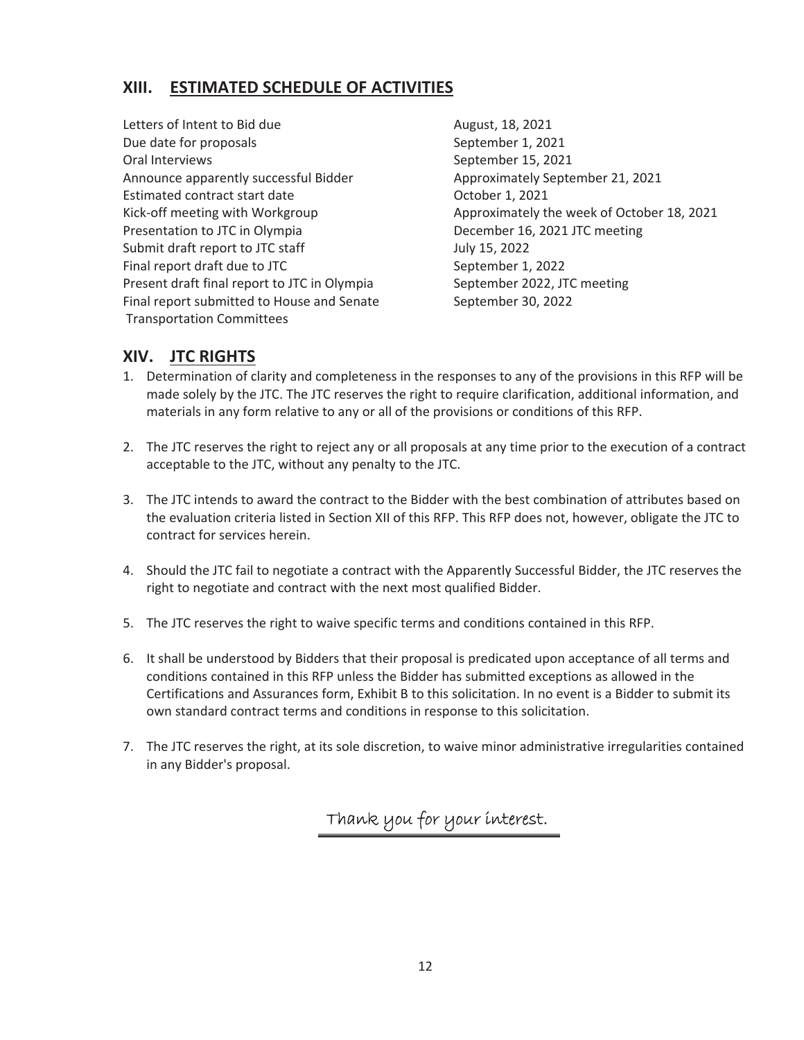## XIII. ESTIMATED SCHEDULE OF ACTIVITIES

| | |
|---|---|
| Letters of Intent to Bid due | August, 18, 2021 |
| Due date for proposals | September 1, 2021 |
| Oral Interviews | September 15, 2021 |
| Announce apparently successful Bidder | Approximately September 21, 2021 |
| Estimated contract start date | October 1, 2021 |
| Kick-off meeting with Workgroup | Approximately the week of October 18, 2021 |
| Presentation to JTC in Olympia | December 16, 2021 JTC meeting |
| Submit draft report to JTC staff | July 15, 2022 |
| Final report draft due to JTC | September 1, 2022 |
| Present draft final report to JTC in Olympia | September 2022, JTC meeting |
| Final report submitted to House and Senate Transportation Committees | September 30, 2022 |

## XIV. JTC RIGHTS

1. Determination of clarity and completeness in the responses to any of the provisions in this RFP will be made solely by the JTC. The JTC reserves the right to require clarification, additional information, and materials in any form relative to any or all of the provisions or conditions of this RFP.

2. The JTC reserves the right to reject any or all proposals at any time prior to the execution of a contract acceptable to the JTC, without any penalty to the JTC.

3. The JTC intends to award the contract to the Bidder with the best combination of attributes based on the evaluation criteria listed in Section XII of this RFP. This RFP does not, however, obligate the JTC to contract for services herein.

4. Should the JTC fail to negotiate a contract with the Apparently Successful Bidder, the JTC reserves the right to negotiate and contract with the next most qualified Bidder.

5. The JTC reserves the right to waive specific terms and conditions contained in this RFP.

6. It shall be understood by Bidders that their proposal is predicated upon acceptance of all terms and conditions contained in this RFP unless the Bidder has submitted exceptions as allowed in the Certifications and Assurances form, Exhibit B to this solicitation. In no event is a Bidder to submit its own standard contract terms and conditions in response to this solicitation.

7. The JTC reserves the right, at its sole discretion, to waive minor administrative irregularities contained in any Bidder's proposal.

Thank you for your interest.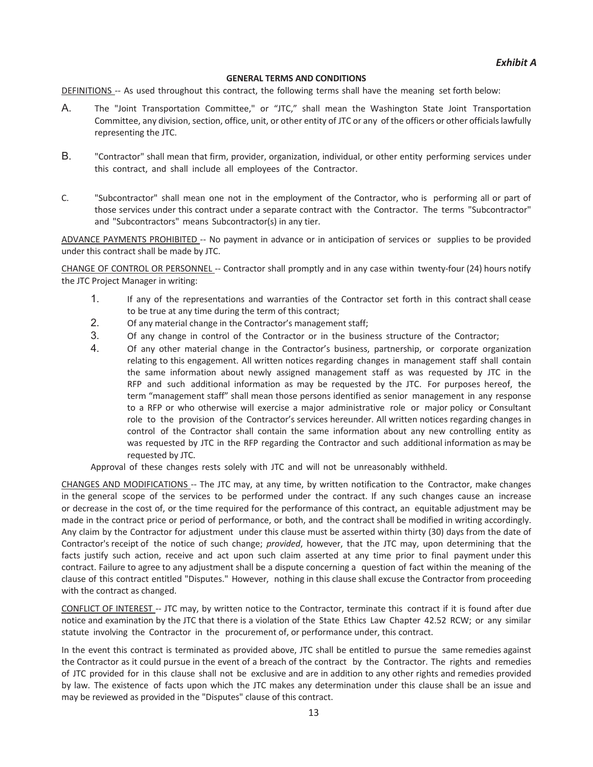*Exhibit A*

**GENERAL TERMS AND CONDITIONS**

DEFINITIONS -- As used throughout this contract, the following terms shall have the meaning set forth below:

A. The "Joint Transportation Committee," or "JTC," shall mean the Washington State Joint Transportation Committee, any division, section, office, unit, or other entity of JTC or any of the officers or other officials lawfully representing the JTC.

B. "Contractor" shall mean that firm, provider, organization, individual, or other entity performing services under this contract, and shall include all employees of the Contractor.

C. "Subcontractor" shall mean one not in the employment of the Contractor, who is performing all or part of those services under this contract under a separate contract with the Contractor. The terms "Subcontractor" and "Subcontractors" means Subcontractor(s) in any tier.

ADVANCE PAYMENTS PROHIBITED -- No payment in advance or in anticipation of services or supplies to be provided under this contract shall be made by JTC.

CHANGE OF CONTROL OR PERSONNEL -- Contractor shall promptly and in any case within twenty-four (24) hours notify the JTC Project Manager in writing:

1. If any of the representations and warranties of the Contractor set forth in this contract shall cease to be true at any time during the term of this contract;
2. Of any material change in the Contractor's management staff;
3. Of any change in control of the Contractor or in the business structure of the Contractor;
4. Of any other material change in the Contractor's business, partnership, or corporate organization relating to this engagement. All written notices regarding changes in management staff shall contain the same information about newly assigned management staff as was requested by JTC in the RFP and such additional information as may be requested by the JTC. For purposes hereof, the term "management staff" shall mean those persons identified as senior management in any response to a RFP or who otherwise will exercise a major administrative role or major policy or Consultant role to the provision of the Contractor's services hereunder. All written notices regarding changes in control of the Contractor shall contain the same information about any new controlling entity as was requested by JTC in the RFP regarding the Contractor and such additional information as may be requested by JTC.

Approval of these changes rests solely with JTC and will not be unreasonably withheld.

CHANGES AND MODIFICATIONS -- The JTC may, at any time, by written notification to the Contractor, make changes in the general scope of the services to be performed under the contract. If any such changes cause an increase or decrease in the cost of, or the time required for the performance of this contract, an equitable adjustment may be made in the contract price or period of performance, or both, and the contract shall be modified in writing accordingly. Any claim by the Contractor for adjustment under this clause must be asserted within thirty (30) days from the date of Contractor's receipt of the notice of such change; *provided*, however, that the JTC may, upon determining that the facts justify such action, receive and act upon such claim asserted at any time prior to final payment under this contract. Failure to agree to any adjustment shall be a dispute concerning a question of fact within the meaning of the clause of this contract entitled "Disputes." However, nothing in this clause shall excuse the Contractor from proceeding with the contract as changed.

CONFLICT OF INTEREST -- JTC may, by written notice to the Contractor, terminate this contract if it is found after due notice and examination by the JTC that there is a violation of the State Ethics Law Chapter 42.52 RCW; or any similar statute involving the Contractor in the procurement of, or performance under, this contract.

In the event this contract is terminated as provided above, JTC shall be entitled to pursue the same remedies against the Contractor as it could pursue in the event of a breach of the contract by the Contractor. The rights and remedies of JTC provided for in this clause shall not be exclusive and are in addition to any other rights and remedies provided by law. The existence of facts upon which the JTC makes any determination under this clause shall be an issue and may be reviewed as provided in the "Disputes" clause of this contract.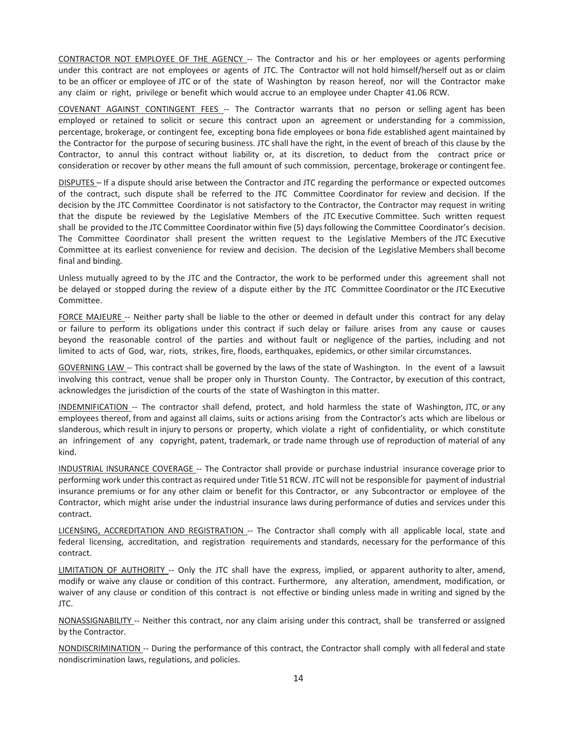CONTRACTOR NOT EMPLOYEE OF THE AGENCY -- The Contractor and his or her employees or agents performing under this contract are not employees or agents of JTC. The Contractor will not hold himself/herself out as or claim to be an officer or employee of JTC or of the state of Washington by reason hereof, nor will the Contractor make any claim or right, privilege or benefit which would accrue to an employee under Chapter 41.06 RCW.

COVENANT AGAINST CONTINGENT FEES -- The Contractor warrants that no person or selling agent has been employed or retained to solicit or secure this contract upon an agreement or understanding for a commission, percentage, brokerage, or contingent fee, excepting bona fide employees or bona fide established agent maintained by the Contractor for the purpose of securing business. JTC shall have the right, in the event of breach of this clause by the Contractor, to annul this contract without liability or, at its discretion, to deduct from the contract price or consideration or recover by other means the full amount of such commission, percentage, brokerage or contingent fee.

DISPUTES – If a dispute should arise between the Contractor and JTC regarding the performance or expected outcomes of the contract, such dispute shall be referred to the JTC Committee Coordinator for review and decision. If the decision by the JTC Committee Coordinator is not satisfactory to the Contractor, the Contractor may request in writing that the dispute be reviewed by the Legislative Members of the JTC Executive Committee. Such written request shall be provided to the JTC Committee Coordinator within five (5) days following the Committee Coordinator's decision. The Committee Coordinator shall present the written request to the Legislative Members of the JTC Executive Committee at its earliest convenience for review and decision. The decision of the Legislative Members shall become final and binding.

Unless mutually agreed to by the JTC and the Contractor, the work to be performed under this agreement shall not be delayed or stopped during the review of a dispute either by the JTC Committee Coordinator or the JTC Executive Committee.

FORCE MAJEURE -- Neither party shall be liable to the other or deemed in default under this contract for any delay or failure to perform its obligations under this contract if such delay or failure arises from any cause or causes beyond the reasonable control of the parties and without fault or negligence of the parties, including and not limited to acts of God, war, riots, strikes, fire, floods, earthquakes, epidemics, or other similar circumstances.

GOVERNING LAW -- This contract shall be governed by the laws of the state of Washington. In the event of a lawsuit involving this contract, venue shall be proper only in Thurston County. The Contractor, by execution of this contract, acknowledges the jurisdiction of the courts of the state of Washington in this matter.

INDEMNIFICATION -- The contractor shall defend, protect, and hold harmless the state of Washington, JTC, or any employees thereof, from and against all claims, suits or actions arising from the Contractor's acts which are libelous or slanderous, which result in injury to persons or property, which violate a right of confidentiality, or which constitute an infringement of any copyright, patent, trademark, or trade name through use of reproduction of material of any kind.

INDUSTRIAL INSURANCE COVERAGE -- The Contractor shall provide or purchase industrial insurance coverage prior to performing work under this contract as required under Title 51 RCW. JTC will not be responsible for payment of industrial insurance premiums or for any other claim or benefit for this Contractor, or any Subcontractor or employee of the Contractor, which might arise under the industrial insurance laws during performance of duties and services under this contract.

LICENSING, ACCREDITATION AND REGISTRATION -- The Contractor shall comply with all applicable local, state and federal licensing, accreditation, and registration requirements and standards, necessary for the performance of this contract.

LIMITATION OF AUTHORITY -- Only the JTC shall have the express, implied, or apparent authority to alter, amend, modify or waive any clause or condition of this contract. Furthermore, any alteration, amendment, modification, or waiver of any clause or condition of this contract is not effective or binding unless made in writing and signed by the JTC.

NONASSIGNABILITY -- Neither this contract, nor any claim arising under this contract, shall be transferred or assigned by the Contractor.

NONDISCRIMINATION -- During the performance of this contract, the Contractor shall comply with all federal and state nondiscrimination laws, regulations, and policies.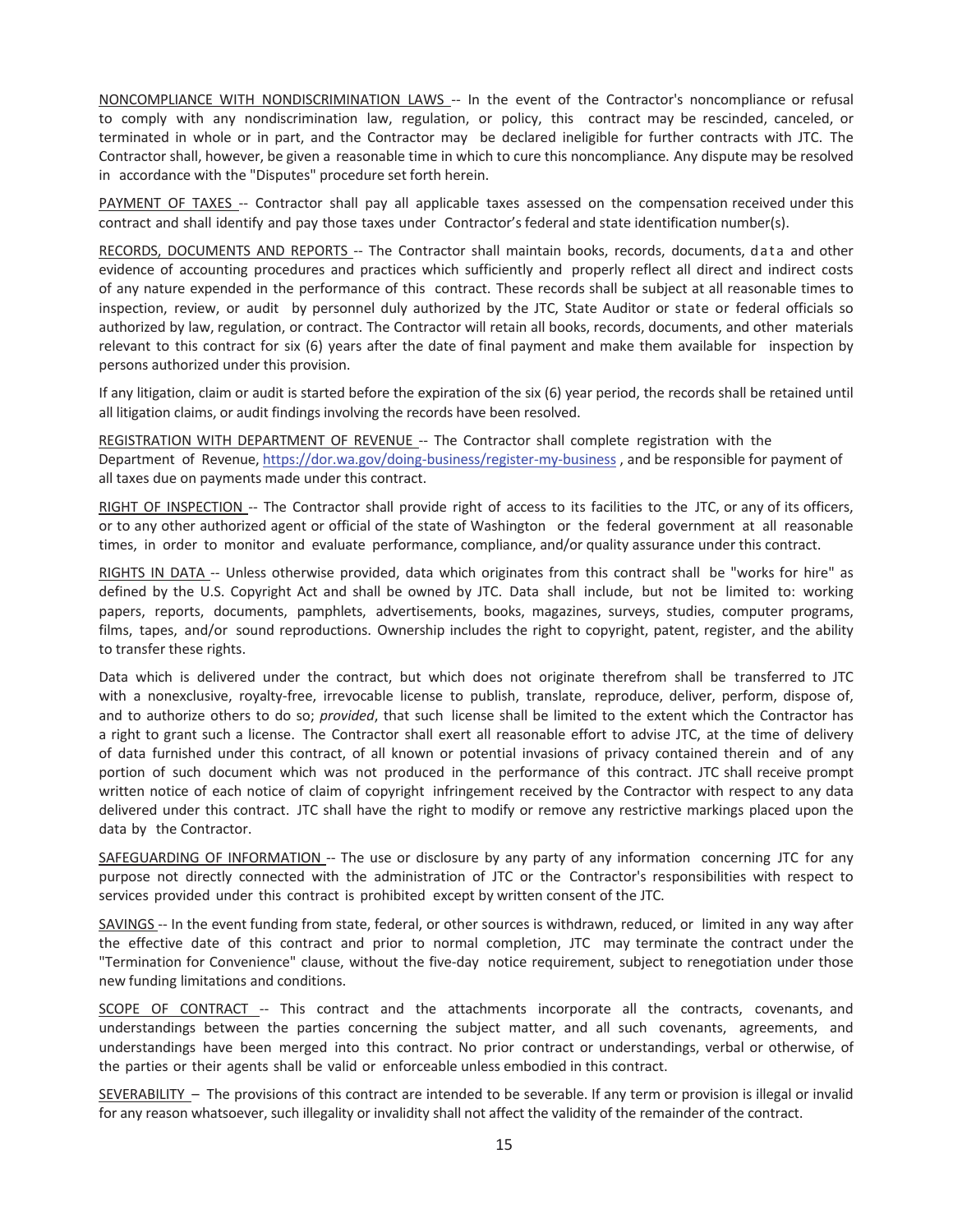NONCOMPLIANCE WITH NONDISCRIMINATION LAWS -- In the event of the Contractor's noncompliance or refusal to comply with any nondiscrimination law, regulation, or policy, this contract may be rescinded, canceled, or terminated in whole or in part, and the Contractor may be declared ineligible for further contracts with JTC. The Contractor shall, however, be given a reasonable time in which to cure this noncompliance. Any dispute may be resolved in accordance with the "Disputes" procedure set forth herein.

PAYMENT OF TAXES -- Contractor shall pay all applicable taxes assessed on the compensation received under this contract and shall identify and pay those taxes under Contractor's federal and state identification number(s).

RECORDS, DOCUMENTS AND REPORTS -- The Contractor shall maintain books, records, documents, data and other evidence of accounting procedures and practices which sufficiently and properly reflect all direct and indirect costs of any nature expended in the performance of this contract. These records shall be subject at all reasonable times to inspection, review, or audit by personnel duly authorized by the JTC, State Auditor or state or federal officials so authorized by law, regulation, or contract. The Contractor will retain all books, records, documents, and other materials relevant to this contract for six (6) years after the date of final payment and make them available for inspection by persons authorized under this provision.

If any litigation, claim or audit is started before the expiration of the six (6) year period, the records shall be retained until all litigation claims, or audit findings involving the records have been resolved.

REGISTRATION WITH DEPARTMENT OF REVENUE -- The Contractor shall complete registration with the Department of Revenue, https://dor.wa.gov/doing-business/register-my-business , and be responsible for payment of all taxes due on payments made under this contract.

RIGHT OF INSPECTION -- The Contractor shall provide right of access to its facilities to the JTC, or any of its officers, or to any other authorized agent or official of the state of Washington or the federal government at all reasonable times, in order to monitor and evaluate performance, compliance, and/or quality assurance under this contract.

RIGHTS IN DATA -- Unless otherwise provided, data which originates from this contract shall be "works for hire" as defined by the U.S. Copyright Act and shall be owned by JTC. Data shall include, but not be limited to: working papers, reports, documents, pamphlets, advertisements, books, magazines, surveys, studies, computer programs, films, tapes, and/or sound reproductions. Ownership includes the right to copyright, patent, register, and the ability to transfer these rights.

Data which is delivered under the contract, but which does not originate therefrom shall be transferred to JTC with a nonexclusive, royalty-free, irrevocable license to publish, translate, reproduce, deliver, perform, dispose of, and to authorize others to do so; *provided*, that such license shall be limited to the extent which the Contractor has a right to grant such a license. The Contractor shall exert all reasonable effort to advise JTC, at the time of delivery of data furnished under this contract, of all known or potential invasions of privacy contained therein and of any portion of such document which was not produced in the performance of this contract. JTC shall receive prompt written notice of each notice of claim of copyright infringement received by the Contractor with respect to any data delivered under this contract. JTC shall have the right to modify or remove any restrictive markings placed upon the data by the Contractor.

SAFEGUARDING OF INFORMATION -- The use or disclosure by any party of any information concerning JTC for any purpose not directly connected with the administration of JTC or the Contractor's responsibilities with respect to services provided under this contract is prohibited except by written consent of the JTC.

SAVINGS -- In the event funding from state, federal, or other sources is withdrawn, reduced, or limited in any way after the effective date of this contract and prior to normal completion, JTC may terminate the contract under the "Termination for Convenience" clause, without the five-day notice requirement, subject to renegotiation under those new funding limitations and conditions.

SCOPE OF CONTRACT -- This contract and the attachments incorporate all the contracts, covenants, and understandings between the parties concerning the subject matter, and all such covenants, agreements, and understandings have been merged into this contract. No prior contract or understandings, verbal or otherwise, of the parties or their agents shall be valid or enforceable unless embodied in this contract.

SEVERABILITY – The provisions of this contract are intended to be severable. If any term or provision is illegal or invalid for any reason whatsoever, such illegality or invalidity shall not affect the validity of the remainder of the contract.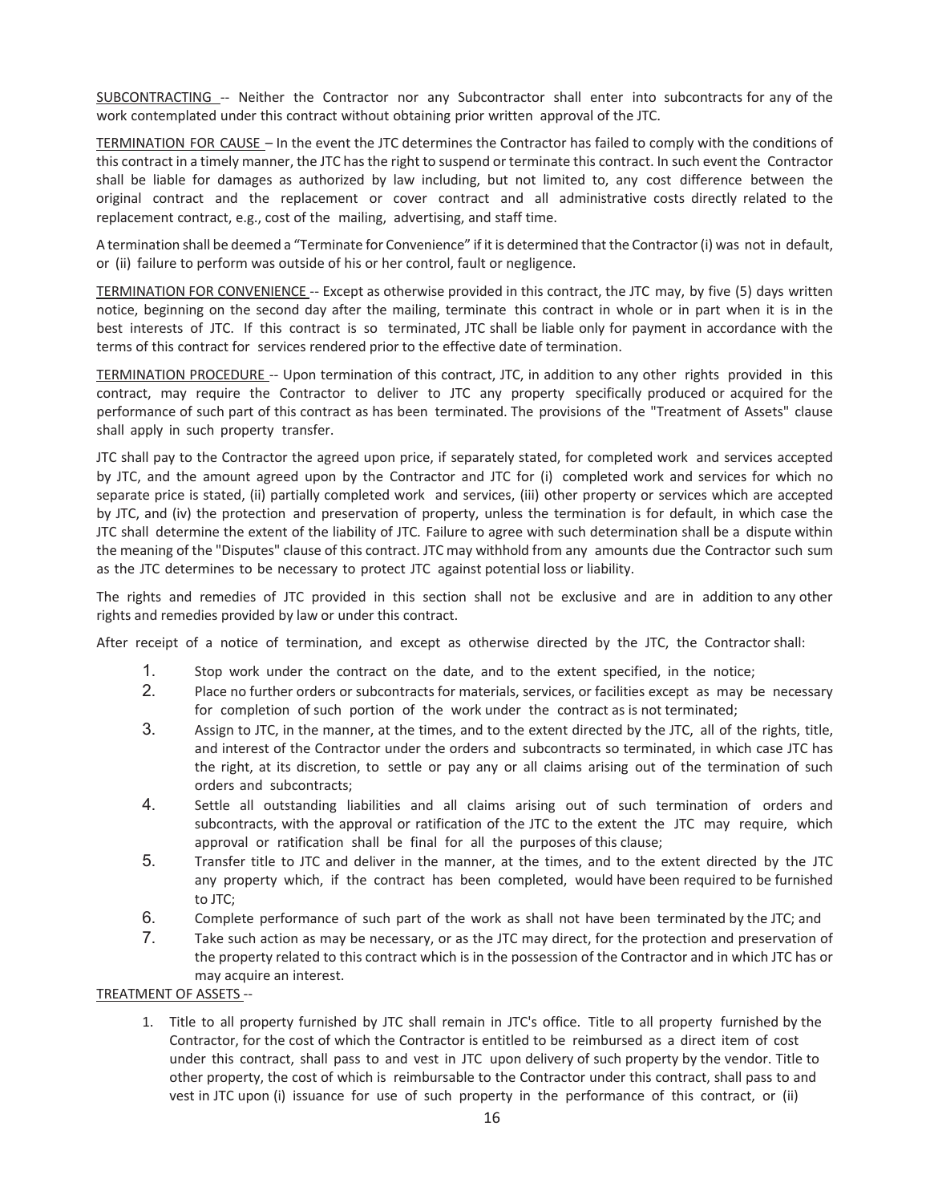<u>SUBCONTRACTING</u> -- Neither the Contractor nor any Subcontractor shall enter into subcontracts for any of the work contemplated under this contract without obtaining prior written approval of the JTC.

<u>TERMINATION FOR CAUSE</u> – In the event the JTC determines the Contractor has failed to comply with the conditions of this contract in a timely manner, the JTC has the right to suspend or terminate this contract. In such event the Contractor shall be liable for damages as authorized by law including, but not limited to, any cost difference between the original contract and the replacement or cover contract and all administrative costs directly related to the replacement contract, e.g., cost of the mailing, advertising, and staff time.

A termination shall be deemed a "Terminate for Convenience" if it is determined that the Contractor (i) was not in default, or (ii) failure to perform was outside of his or her control, fault or negligence.

<u>TERMINATION FOR CONVENIENCE</u> -- Except as otherwise provided in this contract, the JTC may, by five (5) days written notice, beginning on the second day after the mailing, terminate this contract in whole or in part when it is in the best interests of JTC. If this contract is so terminated, JTC shall be liable only for payment in accordance with the terms of this contract for services rendered prior to the effective date of termination.

<u>TERMINATION PROCEDURE</u> -- Upon termination of this contract, JTC, in addition to any other rights provided in this contract, may require the Contractor to deliver to JTC any property specifically produced or acquired for the performance of such part of this contract as has been terminated. The provisions of the "Treatment of Assets" clause shall apply in such property transfer.

JTC shall pay to the Contractor the agreed upon price, if separately stated, for completed work and services accepted by JTC, and the amount agreed upon by the Contractor and JTC for (i) completed work and services for which no separate price is stated, (ii) partially completed work and services, (iii) other property or services which are accepted by JTC, and (iv) the protection and preservation of property, unless the termination is for default, in which case the JTC shall determine the extent of the liability of JTC. Failure to agree with such determination shall be a dispute within the meaning of the "Disputes" clause of this contract. JTC may withhold from any amounts due the Contractor such sum as the JTC determines to be necessary to protect JTC against potential loss or liability.

The rights and remedies of JTC provided in this section shall not be exclusive and are in addition to any other rights and remedies provided by law or under this contract.

After receipt of a notice of termination, and except as otherwise directed by the JTC, the Contractor shall:

1. Stop work under the contract on the date, and to the extent specified, in the notice;
2. Place no further orders or subcontracts for materials, services, or facilities except as may be necessary for completion of such portion of the work under the contract as is not terminated;
3. Assign to JTC, in the manner, at the times, and to the extent directed by the JTC, all of the rights, title, and interest of the Contractor under the orders and subcontracts so terminated, in which case JTC has the right, at its discretion, to settle or pay any or all claims arising out of the termination of such orders and subcontracts;
4. Settle all outstanding liabilities and all claims arising out of such termination of orders and subcontracts, with the approval or ratification of the JTC to the extent the JTC may require, which approval or ratification shall be final for all the purposes of this clause;
5. Transfer title to JTC and deliver in the manner, at the times, and to the extent directed by the JTC any property which, if the contract has been completed, would have been required to be furnished to JTC;
6. Complete performance of such part of the work as shall not have been terminated by the JTC; and
7. Take such action as may be necessary, or as the JTC may direct, for the protection and preservation of the property related to this contract which is in the possession of the Contractor and in which JTC has or may acquire an interest.

<u>TREATMENT OF ASSETS</u> --

1. Title to all property furnished by JTC shall remain in JTC's office. Title to all property furnished by the Contractor, for the cost of which the Contractor is entitled to be reimbursed as a direct item of cost under this contract, shall pass to and vest in JTC upon delivery of such property by the vendor. Title to other property, the cost of which is reimbursable to the Contractor under this contract, shall pass to and vest in JTC upon (i) issuance for use of such property in the performance of this contract, or (ii)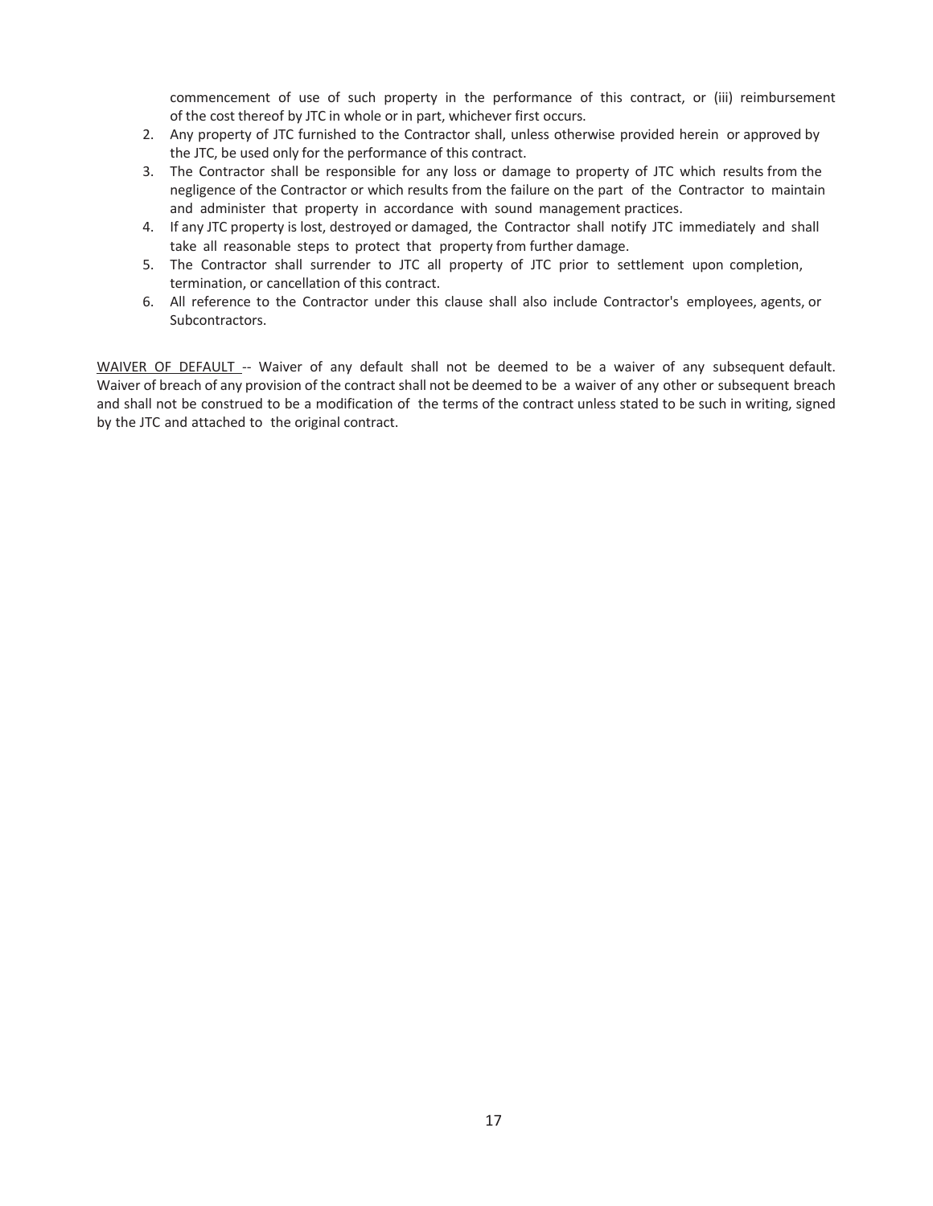commencement of use of such property in the performance of this contract, or (iii) reimbursement of the cost thereof by JTC in whole or in part, whichever first occurs.

2. Any property of JTC furnished to the Contractor shall, unless otherwise provided herein or approved by the JTC, be used only for the performance of this contract.
3. The Contractor shall be responsible for any loss or damage to property of JTC which results from the negligence of the Contractor or which results from the failure on the part of the Contractor to maintain and administer that property in accordance with sound management practices.
4. If any JTC property is lost, destroyed or damaged, the Contractor shall notify JTC immediately and shall take all reasonable steps to protect that property from further damage.
5. The Contractor shall surrender to JTC all property of JTC prior to settlement upon completion, termination, or cancellation of this contract.
6. All reference to the Contractor under this clause shall also include Contractor's employees, agents, or Subcontractors.

<u>WAIVER OF DEFAULT</u> -- Waiver of any default shall not be deemed to be a waiver of any subsequent default. Waiver of breach of any provision of the contract shall not be deemed to be a waiver of any other or subsequent breach and shall not be construed to be a modification of the terms of the contract unless stated to be such in writing, signed by the JTC and attached to the original contract.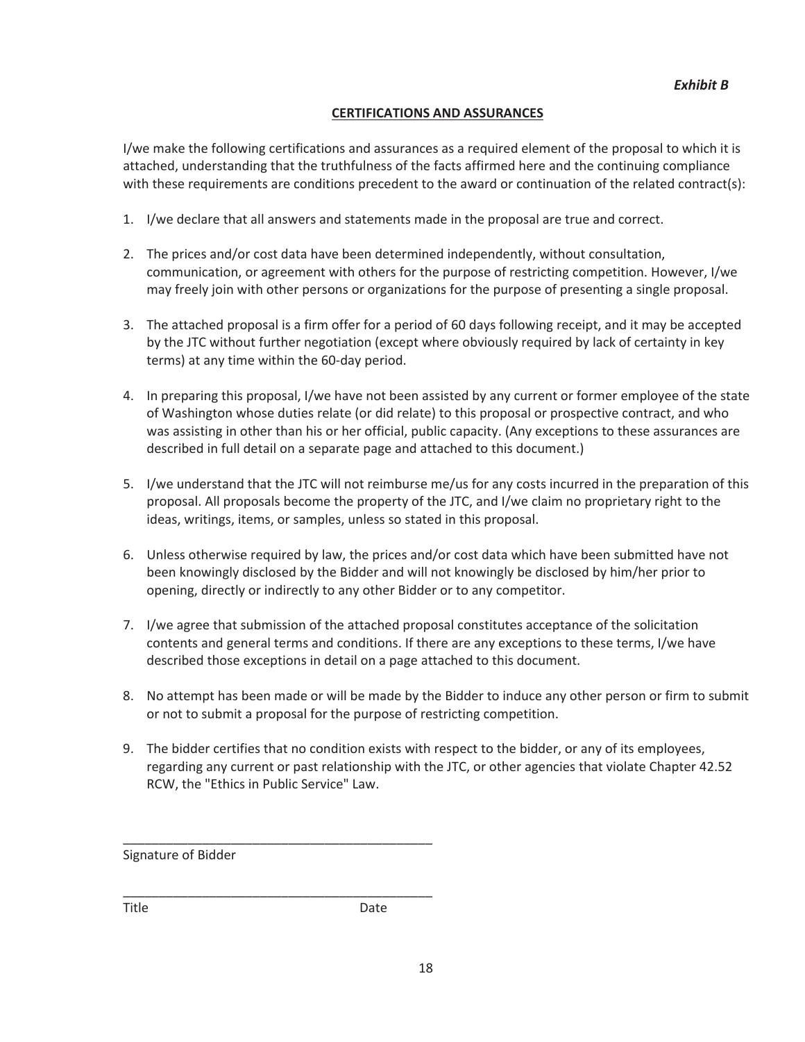*Exhibit B*

# CERTIFICATIONS AND ASSURANCES

I/we make the following certifications and assurances as a required element of the proposal to which it is attached, understanding that the truthfulness of the facts affirmed here and the continuing compliance with these requirements are conditions precedent to the award or continuation of the related contract(s):

1. I/we declare that all answers and statements made in the proposal are true and correct.

2. The prices and/or cost data have been determined independently, without consultation, communication, or agreement with others for the purpose of restricting competition. However, I/we may freely join with other persons or organizations for the purpose of presenting a single proposal.

3. The attached proposal is a firm offer for a period of 60 days following receipt, and it may be accepted by the JTC without further negotiation (except where obviously required by lack of certainty in key terms) at any time within the 60-day period.

4. In preparing this proposal, I/we have not been assisted by any current or former employee of the state of Washington whose duties relate (or did relate) to this proposal or prospective contract, and who was assisting in other than his or her official, public capacity. (Any exceptions to these assurances are described in full detail on a separate page and attached to this document.)

5. I/we understand that the JTC will not reimburse me/us for any costs incurred in the preparation of this proposal. All proposals become the property of the JTC, and I/we claim no proprietary right to the ideas, writings, items, or samples, unless so stated in this proposal.

6. Unless otherwise required by law, the prices and/or cost data which have been submitted have not been knowingly disclosed by the Bidder and will not knowingly be disclosed by him/her prior to opening, directly or indirectly to any other Bidder or to any competitor.

7. I/we agree that submission of the attached proposal constitutes acceptance of the solicitation contents and general terms and conditions. If there are any exceptions to these terms, I/we have described those exceptions in detail on a page attached to this document.

8. No attempt has been made or will be made by the Bidder to induce any other person or firm to submit or not to submit a proposal for the purpose of restricting competition.

9. The bidder certifies that no condition exists with respect to the bidder, or any of its employees, regarding any current or past relationship with the JTC, or other agencies that violate Chapter 42.52 RCW, the "Ethics in Public Service" Law.

_____________________________________________
Signature of Bidder

_____________________________________________
Title                                        Date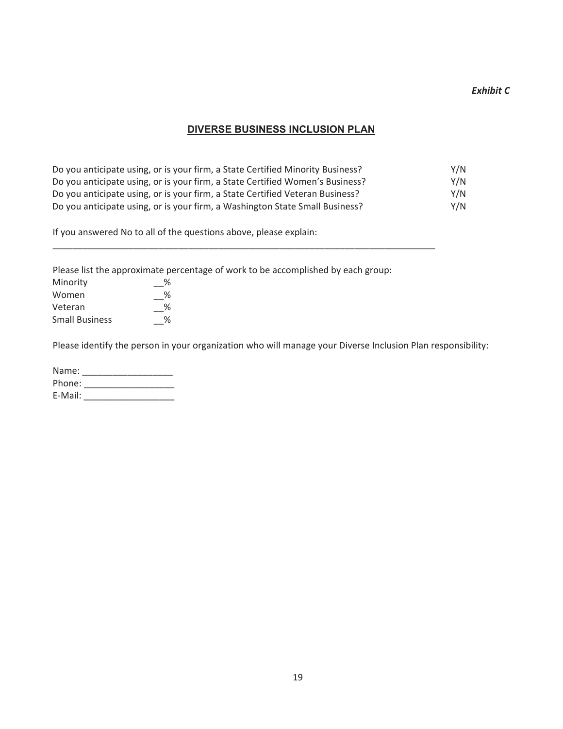*Exhibit C*

## DIVERSE BUSINESS INCLUSION PLAN

| | |
|---|---|
| Do you anticipate using, or is your firm, a State Certified Minority Business? | Y/N |
| Do you anticipate using, or is your firm, a State Certified Women's Business? | Y/N |
| Do you anticipate using, or is your firm, a State Certified Veteran Business? | Y/N |
| Do you anticipate using, or is your firm, a Washington State Small Business? | Y/N |

If you answered No to all of the questions above, please explain:

________________________________________________________________________________

Please list the approximate percentage of work to be accomplished by each group:

| | |
|---|---|
| Minority | __% |
| Women | __% |
| Veteran | __% |
| Small Business | __% |

Please identify the person in your organization who will manage your Diverse Inclusion Plan responsibility:

Name: __________________

Phone: __________________

E-Mail: __________________